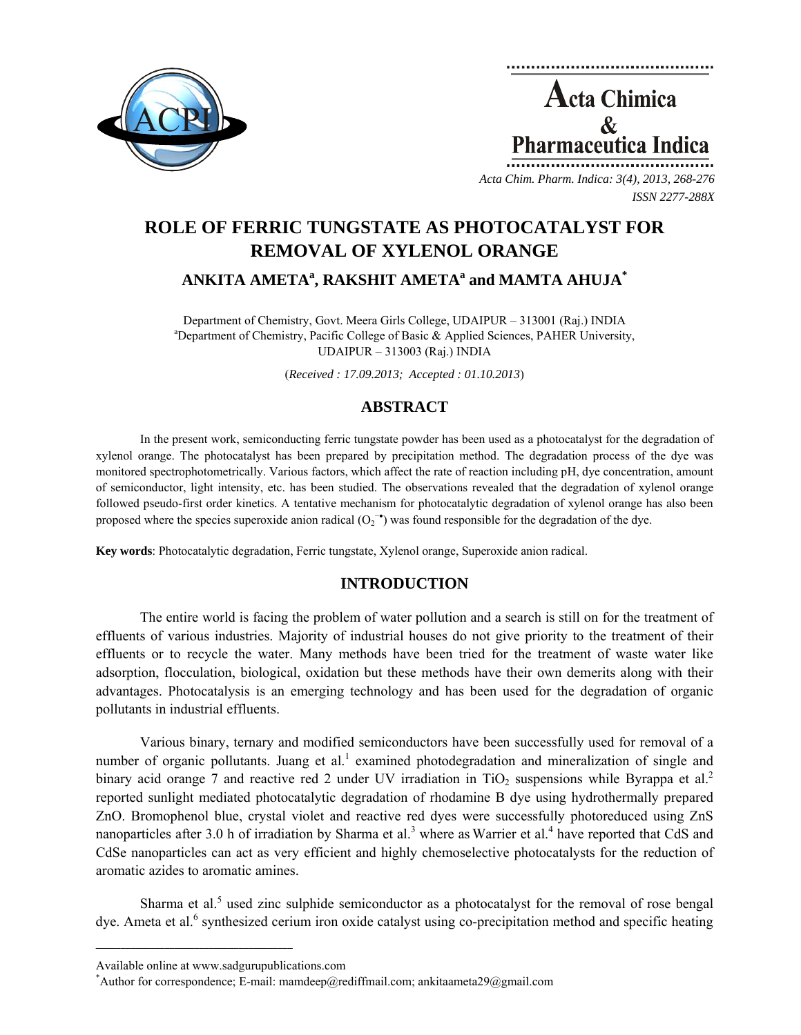# ROLE OF FERRIC TUNGSTATE AS PHOTOCATALYST FOR REMOVAL OF XYLENOL ORANGE

**ANKITA AMETA[a], RAKSHIT AMETA[a] and MAMTA AHUJA[*]**

Department of Chemistry, Govt. Meera Girls College, UDAIPUR – 313001 (Raj.) INDIA
[a]Department of Chemistry, Pacific College of Basic & Applied Sciences, PAHER University, UDAIPUR – 313003 (Raj.) INDIA

(*Received : 17.09.2013; Accepted : 01.10.2013*)

## ABSTRACT

In the present work, semiconducting ferric tungstate powder has been used as a photocatalyst for the degradation of xylenol orange. The photocatalyst has been prepared by precipitation method. The degradation process of the dye was monitored spectrophotometrically. Various factors, which affect the rate of reaction including pH, dye concentration, amount of semiconductor, light intensity, etc. has been studied. The observations revealed that the degradation of xylenol orange followed pseudo-first order kinetics. A tentative mechanism for photocatalytic degradation of xylenol orange has also been proposed where the species superoxide anion radical ($O_2^{-\bullet}$) was found responsible for the degradation of the dye.

**Key words**: Photocatalytic degradation, Ferric tungstate, Xylenol orange, Superoxide anion radical.

## INTRODUCTION

The entire world is facing the problem of water pollution and a search is still on for the treatment of effluents of various industries. Majority of industrial houses do not give priority to the treatment of their effluents or to recycle the water. Many methods have been tried for the treatment of waste water like adsorption, flocculation, biological, oxidation but these methods have their own demerits along with their advantages. Photocatalysis is an emerging technology and has been used for the degradation of organic pollutants in industrial effluents.

Various binary, ternary and modified semiconductors have been successfully used for removal of a number of organic pollutants. Juang et al.[1] examined photodegradation and mineralization of single and binary acid orange 7 and reactive red 2 under UV irradiation in $TiO_2$ suspensions while Byrappa et al.[2] reported sunlight mediated photocatalytic degradation of rhodamine B dye using hydrothermally prepared ZnO. Bromophenol blue, crystal violet and reactive red dyes were successfully photoreduced using ZnS nanoparticles after 3.0 h of irradiation by Sharma et al.[3] where as Warrier et al.[4] have reported that CdS and CdSe nanoparticles can act as very efficient and highly chemoselective photocatalysts for the reduction of aromatic azides to aromatic amines.

Sharma et al.[5] used zinc sulphide semiconductor as a photocatalyst for the removal of rose bengal dye. Ameta et al.[6] synthesized cerium iron oxide catalyst using co-precipitation method and specific heating

---

Available online at www.sadgurupublications.com

[*]Author for correspondence; E-mail: mamdeep@rediffmail.com; ankitaameta29@gmail.com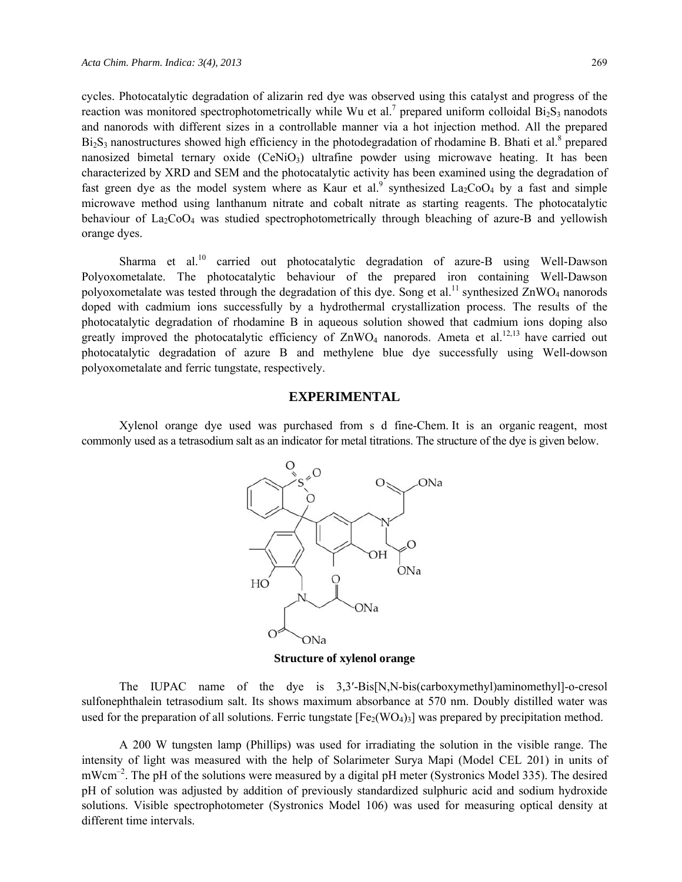cycles. Photocatalytic degradation of alizarin red dye was observed using this catalyst and progress of the reaction was monitored spectrophotometrically while Wu et al.[7] prepared uniform colloidal $Bi_2S_3$ nanodots and nanorods with different sizes in a controllable manner via a hot injection method. All the prepared $Bi_2S_3$ nanostructures showed high efficiency in the photodegradation of rhodamine B. Bhati et al.[8] prepared nanosized bimetal ternary oxide ($CeNiO_3$) ultrafine powder using microwave heating. It has been characterized by XRD and SEM and the photocatalytic activity has been examined using the degradation of fast green dye as the model system where as Kaur et al.[9] synthesized $La_2CoO_4$ by a fast and simple microwave method using lanthanum nitrate and cobalt nitrate as starting reagents. The photocatalytic behaviour of $La_2CoO_4$ was studied spectrophotometrically through bleaching of azure-B and yellowish orange dyes.

Sharma et al.[10] carried out photocatalytic degradation of azure-B using Well-Dawson Polyoxometalate. The photocatalytic behaviour of the prepared iron containing Well-Dawson polyoxometalate was tested through the degradation of this dye. Song et al.[11] synthesized $ZnWO_4$ nanorods doped with cadmium ions successfully by a hydrothermal crystallization process. The results of the photocatalytic degradation of rhodamine B in aqueous solution showed that cadmium ions doping also greatly improved the photocatalytic efficiency of $ZnWO_4$ nanorods. Ameta et al.[12,13] have carried out photocatalytic degradation of azure B and methylene blue dye successfully using Well-dowson polyoxometalate and ferric tungstate, respectively.

## EXPERIMENTAL

Xylenol orange dye used was purchased from s d fine-Chem. It is an organic reagent, most commonly used as a tetrasodium salt as an indicator for metal titrations. The structure of the dye is given below.

**Structure of xylenol orange**

The IUPAC name of the dye is 3,3′-Bis[N,N-bis(carboxymethyl)aminomethyl]-o-cresol sulfonephthalein tetrasodium salt. Its shows maximum absorbance at 570 nm. Doubly distilled water was used for the preparation of all solutions. Ferric tungstate [$Fe_2(WO_4)_3$] was prepared by precipitation method.

A 200 W tungsten lamp (Phillips) was used for irradiating the solution in the visible range. The intensity of light was measured with the help of Solarimeter Surya Mapi (Model CEL 201) in units of $mWcm^{-2}$. The pH of the solutions were measured by a digital pH meter (Systronics Model 335). The desired pH of solution was adjusted by addition of previously standardized sulphuric acid and sodium hydroxide solutions. Visible spectrophotometer (Systronics Model 106) was used for measuring optical density at different time intervals.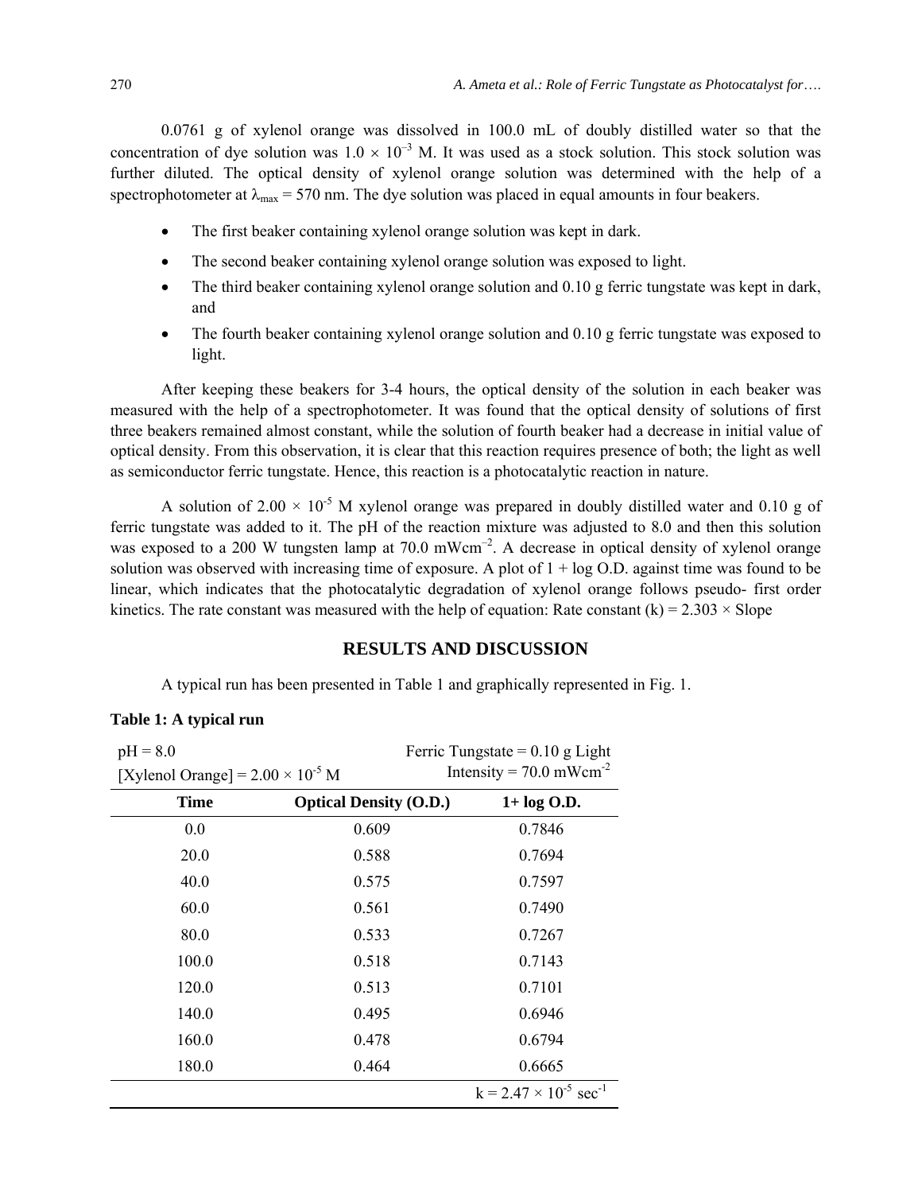0.0761 g of xylenol orange was dissolved in 100.0 mL of doubly distilled water so that the concentration of dye solution was $1.0 \times 10^{-3}$ M. It was used as a stock solution. This stock solution was further diluted. The optical density of xylenol orange solution was determined with the help of a spectrophotometer at $\lambda_{max}$ = 570 nm. The dye solution was placed in equal amounts in four beakers.

- The first beaker containing xylenol orange solution was kept in dark.
- The second beaker containing xylenol orange solution was exposed to light.
- The third beaker containing xylenol orange solution and 0.10 g ferric tungstate was kept in dark, and
- The fourth beaker containing xylenol orange solution and 0.10 g ferric tungstate was exposed to light.

After keeping these beakers for 3-4 hours, the optical density of the solution in each beaker was measured with the help of a spectrophotometer. It was found that the optical density of solutions of first three beakers remained almost constant, while the solution of fourth beaker had a decrease in initial value of optical density. From this observation, it is clear that this reaction requires presence of both; the light as well as semiconductor ferric tungstate. Hence, this reaction is a photocatalytic reaction in nature.

A solution of $2.00 \times 10^{-5}$ M xylenol orange was prepared in doubly distilled water and 0.10 g of ferric tungstate was added to it. The pH of the reaction mixture was adjusted to 8.0 and then this solution was exposed to a 200 W tungsten lamp at 70.0 mWcm$^{-2}$. A decrease in optical density of xylenol orange solution was observed with increasing time of exposure. A plot of 1 + log O.D. against time was found to be linear, which indicates that the photocatalytic degradation of xylenol orange follows pseudo- first order kinetics. The rate constant was measured with the help of equation: Rate constant (k) = 2.303 × Slope

## RESULTS AND DISCUSSION

A typical run has been presented in Table 1 and graphically represented in Fig. 1.

**Table 1: A typical run**

pH = 8.0 Ferric Tungstate = 0.10 g Light
[Xylenol Orange] = $2.00 \times 10^{-5}$ M Intensity = 70.0 mWcm$^{-2}$

| Time | Optical Density (O.D.) | 1+ log O.D. |
|---|---|---|
| 0.0 | 0.609 | 0.7846 |
| 20.0 | 0.588 | 0.7694 |
| 40.0 | 0.575 | 0.7597 |
| 60.0 | 0.561 | 0.7490 |
| 80.0 | 0.533 | 0.7267 |
| 100.0 | 0.518 | 0.7143 |
| 120.0 | 0.513 | 0.7101 |
| 140.0 | 0.495 | 0.6946 |
| 160.0 | 0.478 | 0.6794 |
| 180.0 | 0.464 | 0.6665 |
| | | k = $2.47 \times 10^{-5}$ sec$^{-1}$ |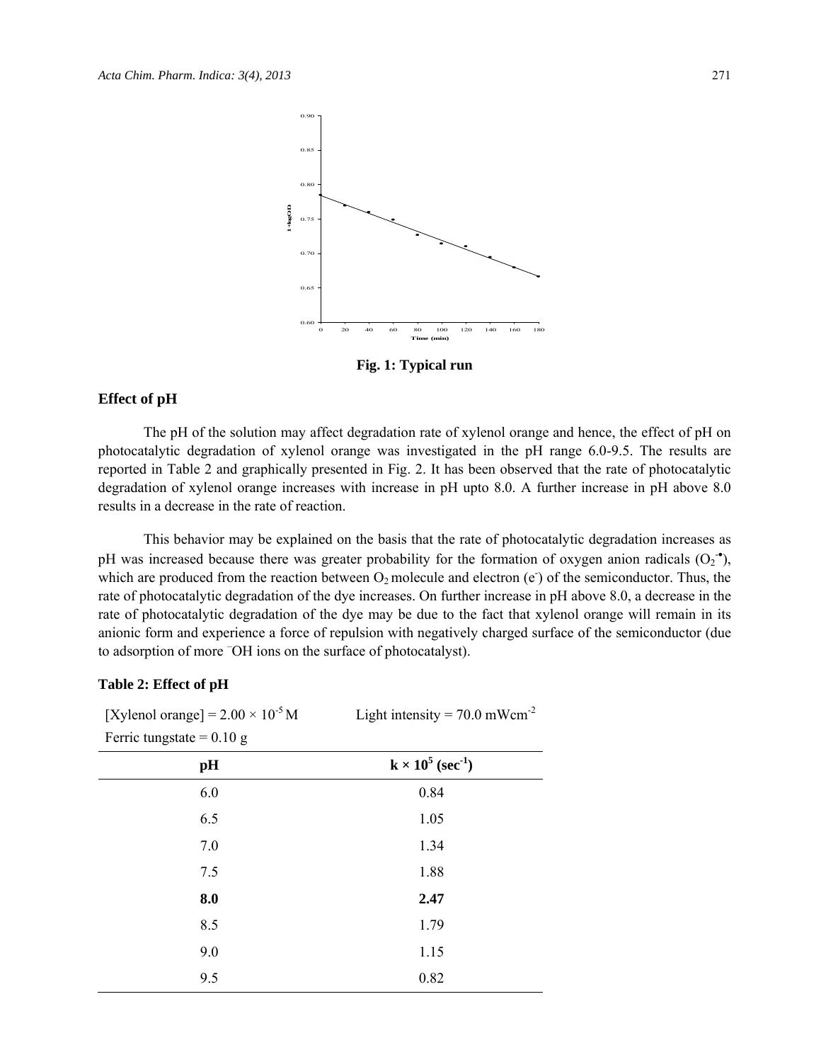Fig. 1: Typical run

## Effect of pH

The pH of the solution may affect degradation rate of xylenol orange and hence, the effect of pH on photocatalytic degradation of xylenol orange was investigated in the pH range 6.0-9.5. The results are reported in Table 2 and graphically presented in Fig. 2. It has been observed that the rate of photocatalytic degradation of xylenol orange increases with increase in pH upto 8.0. A further increase in pH above 8.0 results in a decrease in the rate of reaction.

This behavior may be explained on the basis that the rate of photocatalytic degradation increases as pH was increased because there was greater probability for the formation of oxygen anion radicals ($O_2^{-\bullet}$), which are produced from the reaction between $O_2$ molecule and electron ($e^-$) of the semiconductor. Thus, the rate of photocatalytic degradation of the dye increases. On further increase in pH above 8.0, a decrease in the rate of photocatalytic degradation of the dye may be due to the fact that xylenol orange will remain in its anionic form and experience a force of repulsion with negatively charged surface of the semiconductor (due to adsorption of more $^-OH$ ions on the surface of photocatalyst).

**Table 2: Effect of pH**

[Xylenol orange] = $2.00 \times 10^{-5}$ M          Light intensity = 70.0 $mWcm^{-2}$

Ferric tungstate = 0.10 g

| pH | $k \times 10^5$ ($sec^{-1}$) |
|---|---|
| 6.0 | 0.84 |
| 6.5 | 1.05 |
| 7.0 | 1.34 |
| 7.5 | 1.88 |
| **8.0** | **2.47** |
| 8.5 | 1.79 |
| 9.0 | 1.15 |
| 9.5 | 0.82 |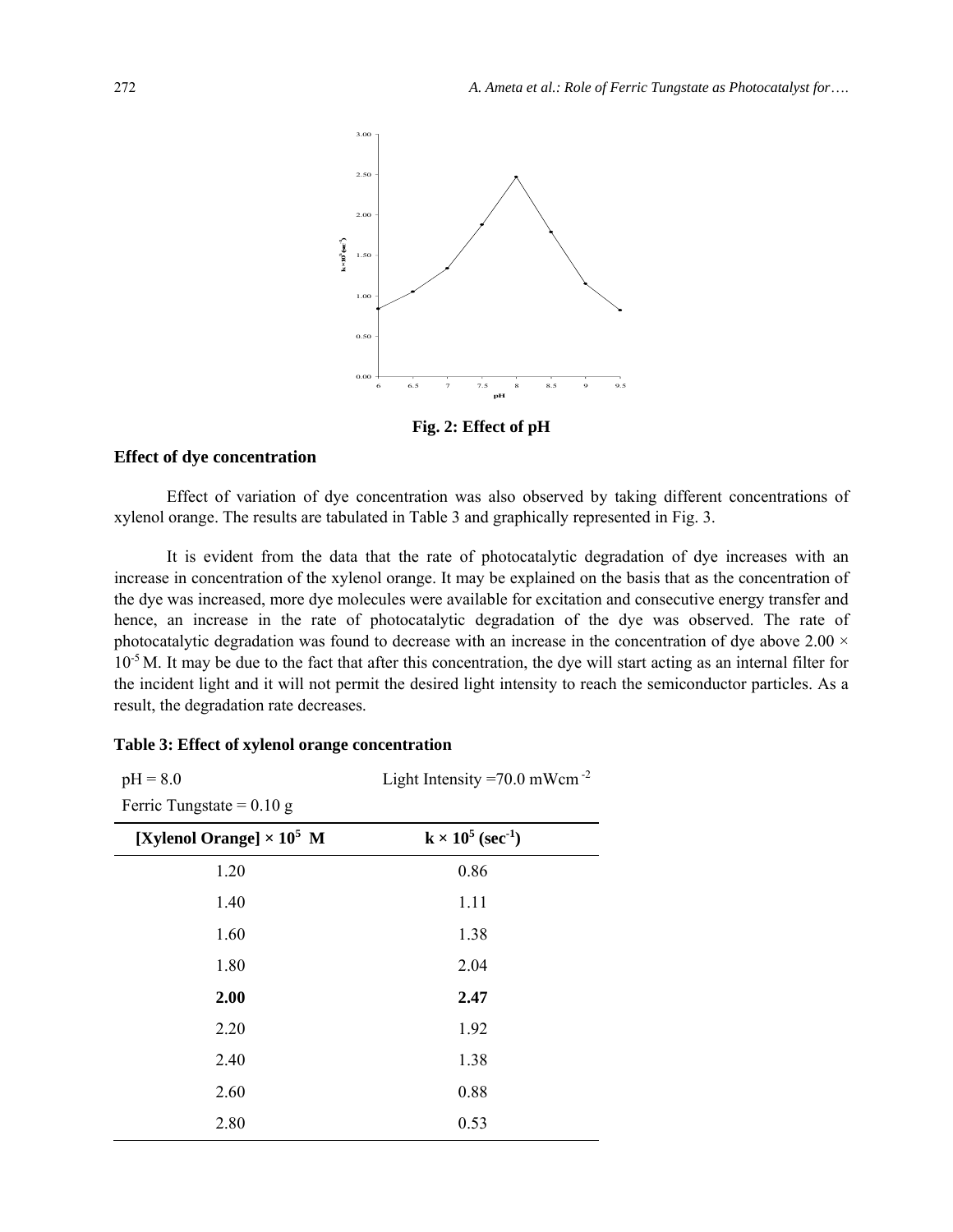**Fig. 2: Effect of pH**

### Effect of dye concentration

Effect of variation of dye concentration was also observed by taking different concentrations of xylenol orange. The results are tabulated in Table 3 and graphically represented in Fig. 3.

It is evident from the data that the rate of photocatalytic degradation of dye increases with an increase in concentration of the xylenol orange. It may be explained on the basis that as the concentration of the dye was increased, more dye molecules were available for excitation and consecutive energy transfer and hence, an increase in the rate of photocatalytic degradation of the dye was observed. The rate of photocatalytic degradation was found to decrease with an increase in the concentration of dye above $2.00 \times 10^{-5}$ M. It may be due to the fact that after this concentration, the dye will start acting as an internal filter for the incident light and it will not permit the desired light intensity to reach the semiconductor particles. As a result, the degradation rate decreases.

**Table 3: Effect of xylenol orange concentration**

pH = 8.0 Light Intensity = 70.0 mWcm$^{-2}$

Ferric Tungstate = 0.10 g

| [Xylenol Orange] × $10^5$ M | k × $10^5$ (sec$^{-1}$) |
|---|---|
| 1.20 | 0.86 |
| 1.40 | 1.11 |
| 1.60 | 1.38 |
| 1.80 | 2.04 |
| **2.00** | **2.47** |
| 2.20 | 1.92 |
| 2.40 | 1.38 |
| 2.60 | 0.88 |
| 2.80 | 0.53 |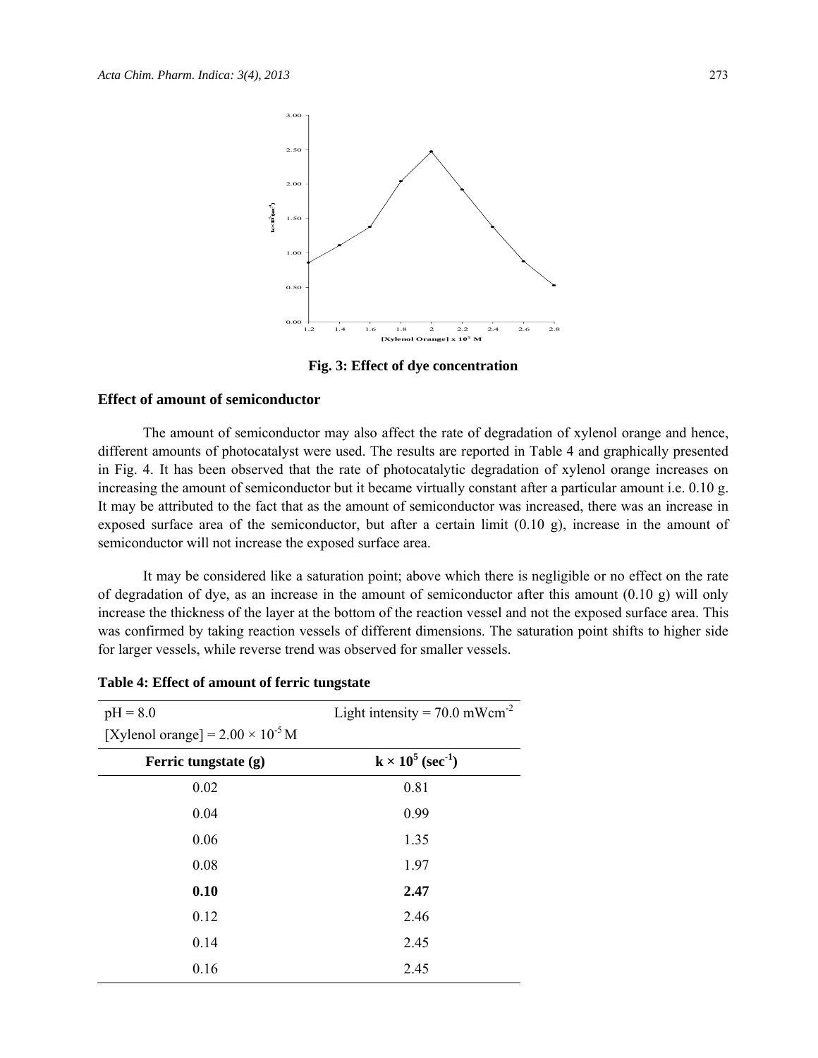Fig. 3: Effect of dye concentration

### Effect of amount of semiconductor

The amount of semiconductor may also affect the rate of degradation of xylenol orange and hence, different amounts of photocatalyst were used. The results are reported in Table 4 and graphically presented in Fig. 4. It has been observed that the rate of photocatalytic degradation of xylenol orange increases on increasing the amount of semiconductor but it became virtually constant after a particular amount i.e. 0.10 g. It may be attributed to the fact that as the amount of semiconductor was increased, there was an increase in exposed surface area of the semiconductor, but after a certain limit (0.10 g), increase in the amount of semiconductor will not increase the exposed surface area.

It may be considered like a saturation point; above which there is negligible or no effect on the rate of degradation of dye, as an increase in the amount of semiconductor after this amount (0.10 g) will only increase the thickness of the layer at the bottom of the reaction vessel and not the exposed surface area. This was confirmed by taking reaction vessels of different dimensions. The saturation point shifts to higher side for larger vessels, while reverse trend was observed for smaller vessels.

**Table 4: Effect of amount of ferric tungstate**

pH = 8.0; Light intensity = 70.0 $mWcm^{-2}$; [Xylenol orange] = $2.00 \times 10^{-5}$ M

| Ferric tungstate (g) | $k \times 10^5$ ($sec^{-1}$) |
|---|---|
| 0.02 | 0.81 |
| 0.04 | 0.99 |
| 0.06 | 1.35 |
| 0.08 | 1.97 |
| **0.10** | **2.47** |
| 0.12 | 2.46 |
| 0.14 | 2.45 |
| 0.16 | 2.45 |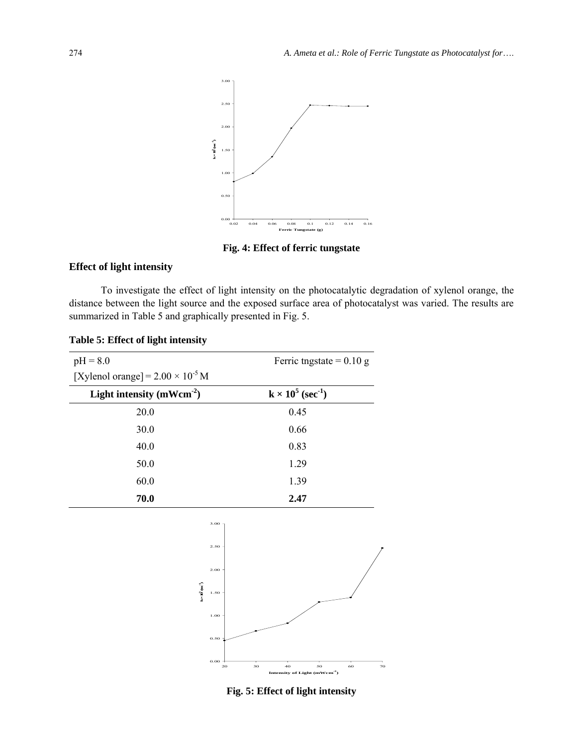Fig. 4: Effect of ferric tungstate

## Effect of light intensity

To investigate the effect of light intensity on the photocatalytic degradation of xylenol orange, the distance between the light source and the exposed surface area of photocatalyst was varied. The results are summarized in Table 5 and graphically presented in Fig. 5.

**Table 5: Effect of light intensity**

pH = 8.0 | Ferric tngstate = 0.10 g

[Xylenol orange] = $2.00 \times 10^{-5}$ M

| Light intensity ($mWcm^{-2}$) | $k \times 10^{5}$ ($sec^{-1}$) |
|---|---|
| 20.0 | 0.45 |
| 30.0 | 0.66 |
| 40.0 | 0.83 |
| 50.0 | 1.29 |
| 60.0 | 1.39 |
| **70.0** | **2.47** |

Fig. 5: Effect of light intensity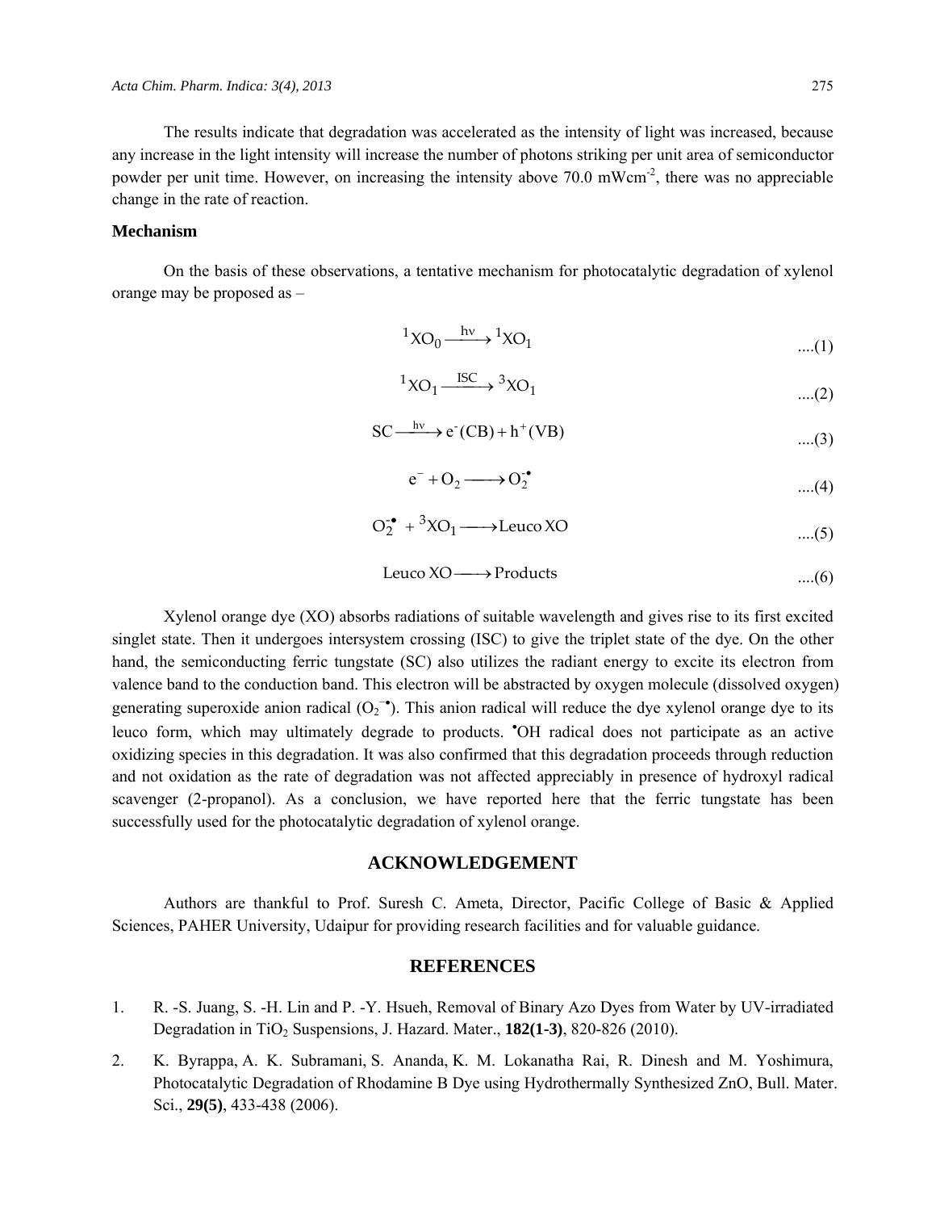The results indicate that degradation was accelerated as the intensity of light was increased, because any increase in the light intensity will increase the number of photons striking per unit area of semiconductor powder per unit time. However, on increasing the intensity above 70.0 $mWcm^{-2}$, there was no appreciable change in the rate of reaction.

### Mechanism

On the basis of these observations, a tentative mechanism for photocatalytic degradation of xylenol orange may be proposed as –

$$^{1}XO_0 \xrightarrow{h\nu} {}^{1}XO_1 \quad \text{....(1)}$$

$$^{1}XO_1 \xrightarrow{ISC} {}^{3}XO_1 \quad \text{....(2)}$$

$$SC \xrightarrow{h\nu} e^-(CB) + h^+(VB) \quad \text{....(3)}$$

$$e^- + O_2 \longrightarrow O_2^{-\bullet} \quad \text{....(4)}$$

$$O_2^{-\bullet} + {}^{3}XO_1 \longrightarrow \text{Leuco XO} \quad \text{....(5)}$$

$$\text{Leuco XO} \longrightarrow \text{Products} \quad \text{....(6)}$$

Xylenol orange dye (XO) absorbs radiations of suitable wavelength and gives rise to its first excited singlet state. Then it undergoes intersystem crossing (ISC) to give the triplet state of the dye. On the other hand, the semiconducting ferric tungstate (SC) also utilizes the radiant energy to excite its electron from valence band to the conduction band. This electron will be abstracted by oxygen molecule (dissolved oxygen) generating superoxide anion radical ($O_2^{-\bullet}$). This anion radical will reduce the dye xylenol orange dye to its leuco form, which may ultimately degrade to products. $^{\bullet}OH$ radical does not participate as an active oxidizing species in this degradation. It was also confirmed that this degradation proceeds through reduction and not oxidation as the rate of degradation was not affected appreciably in presence of hydroxyl radical scavenger (2-propanol). As a conclusion, we have reported here that the ferric tungstate has been successfully used for the photocatalytic degradation of xylenol orange.

## ACKNOWLEDGEMENT

Authors are thankful to Prof. Suresh C. Ameta, Director, Pacific College of Basic & Applied Sciences, PAHER University, Udaipur for providing research facilities and for valuable guidance.

## REFERENCES

1. R. -S. Juang, S. -H. Lin and P. -Y. Hsueh, Removal of Binary Azo Dyes from Water by UV-irradiated Degradation in $TiO_2$ Suspensions, J. Hazard. Mater., **182(1-3)**, 820-826 (2010).
2. K. Byrappa, A. K. Subramani, S. Ananda, K. M. Lokanatha Rai, R. Dinesh and M. Yoshimura, Photocatalytic Degradation of Rhodamine B Dye using Hydrothermally Synthesized ZnO, Bull. Mater. Sci., **29(5)**, 433-438 (2006).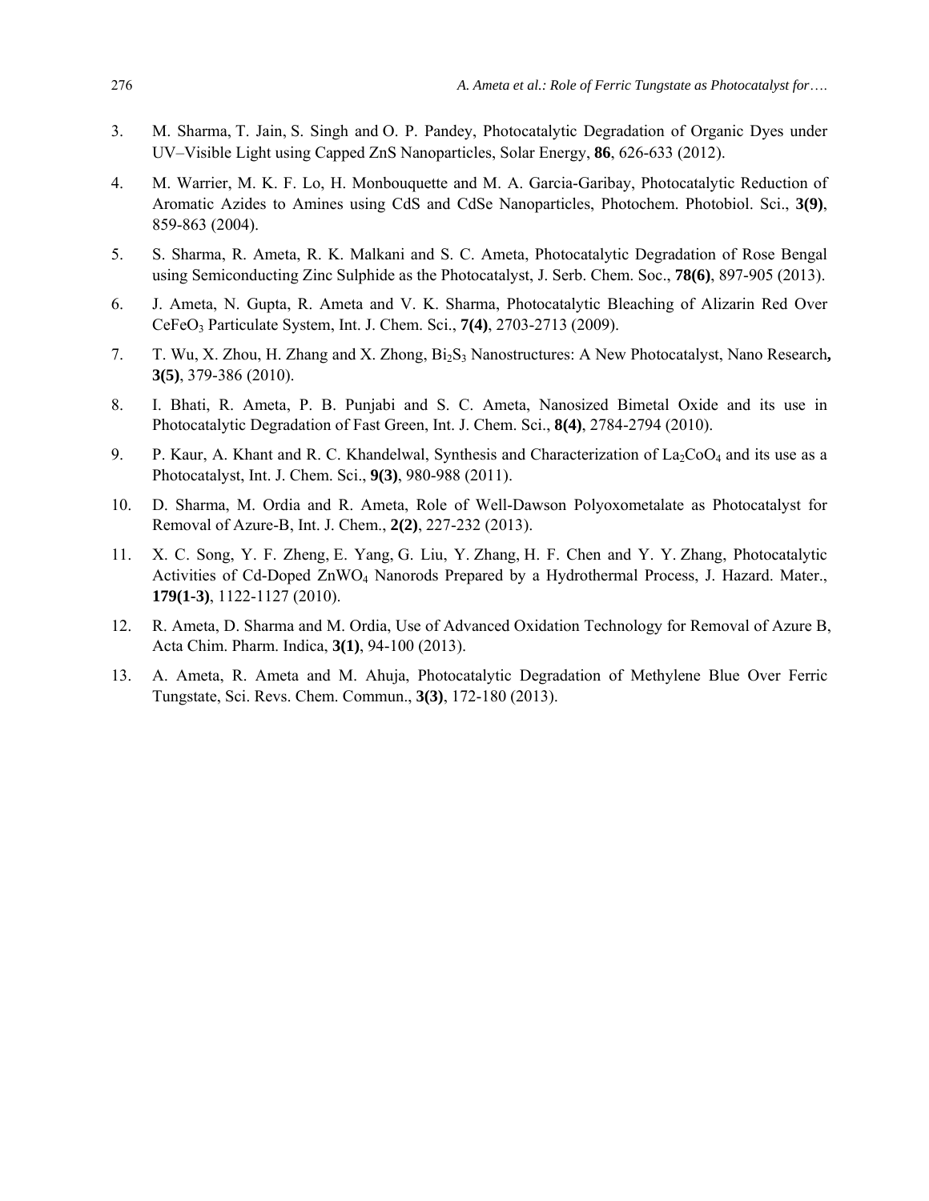3. M. Sharma, T. Jain, S. Singh and O. P. Pandey, Photocatalytic Degradation of Organic Dyes under UV–Visible Light using Capped ZnS Nanoparticles, Solar Energy, **86**, 626-633 (2012).

4. M. Warrier, M. K. F. Lo, H. Monbouquette and M. A. Garcia-Garibay, Photocatalytic Reduction of Aromatic Azides to Amines using CdS and CdSe Nanoparticles, Photochem. Photobiol. Sci., **3(9)**, 859-863 (2004).

5. S. Sharma, R. Ameta, R. K. Malkani and S. C. Ameta, Photocatalytic Degradation of Rose Bengal using Semiconducting Zinc Sulphide as the Photocatalyst, J. Serb. Chem. Soc., **78(6)**, 897-905 (2013).

6. J. Ameta, N. Gupta, R. Ameta and V. K. Sharma, Photocatalytic Bleaching of Alizarin Red Over $CeFeO_3$ Particulate System, Int. J. Chem. Sci., **7(4)**, 2703-2713 (2009).

7. T. Wu, X. Zhou, H. Zhang and X. Zhong, $Bi_2S_3$ Nanostructures: A New Photocatalyst, Nano Research**,** **3(5)**, 379-386 (2010).

8. I. Bhati, R. Ameta, P. B. Punjabi and S. C. Ameta, Nanosized Bimetal Oxide and its use in Photocatalytic Degradation of Fast Green, Int. J. Chem. Sci., **8(4)**, 2784-2794 (2010).

9. P. Kaur, A. Khant and R. C. Khandelwal, Synthesis and Characterization of $La_2CoO_4$ and its use as a Photocatalyst, Int. J. Chem. Sci., **9(3)**, 980-988 (2011).

10. D. Sharma, M. Ordia and R. Ameta, Role of Well-Dawson Polyoxometalate as Photocatalyst for Removal of Azure-B, Int. J. Chem., **2(2)**, 227-232 (2013).

11. X. C. Song, Y. F. Zheng, E. Yang, G. Liu, Y. Zhang, H. F. Chen and Y. Y. Zhang, Photocatalytic Activities of Cd-Doped $ZnWO_4$ Nanorods Prepared by a Hydrothermal Process, J. Hazard. Mater., **179(1-3)**, 1122-1127 (2010).

12. R. Ameta, D. Sharma and M. Ordia, Use of Advanced Oxidation Technology for Removal of Azure B, Acta Chim. Pharm. Indica, **3(1)**, 94-100 (2013).

13. A. Ameta, R. Ameta and M. Ahuja, Photocatalytic Degradation of Methylene Blue Over Ferric Tungstate, Sci. Revs. Chem. Commun., **3(3)**, 172-180 (2013).